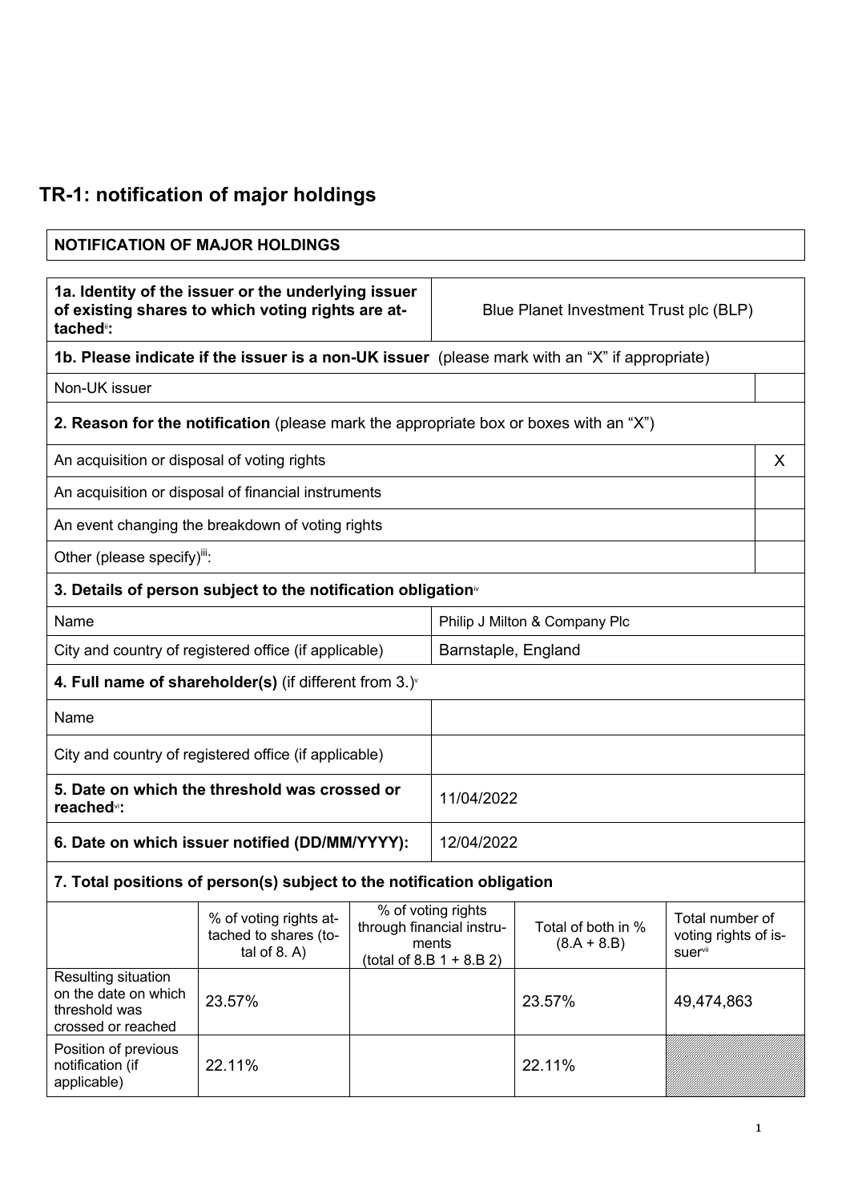# TR-1: notification of major holdings

| NOTIFICATION OF MAJOR HOLDINGS |
|---|

| | |
|---|---|
| **1a. Identity of the issuer or the underlying issuer of existing shares to which voting rights are attached**[ii]**:** | Blue Planet Investment Trust plc (BLP) |

| **1b. Please indicate if the issuer is a non-UK issuer** (please mark with an "X" if appropriate) | |
|---|---|
| Non-UK issuer | |

| **2. Reason for the notification** (please mark the appropriate box or boxes with an "X") | |
|---|---|
| An acquisition or disposal of voting rights | X |
| An acquisition or disposal of financial instruments | |
| An event changing the breakdown of voting rights | |
| Other (please specify)[iii]: | |

| **3. Details of person subject to the notification obligation**[iv] | |
|---|---|
| Name | Philip J Milton & Company Plc |
| City and country of registered office (if applicable) | Barnstaple, England |

| **4. Full name of shareholder(s)** (if different from 3.)[v] | |
|---|---|
| Name | |
| City and country of registered office (if applicable) | |

| | |
|---|---|
| **5. Date on which the threshold was crossed or reached**[vi]**:** | 11/04/2022 |
| **6. Date on which issuer notified (DD/MM/YYYY):** | 12/04/2022 |

**7. Total positions of person(s) subject to the notification obligation**

| | % of voting rights attached to shares (total of 8. A) | % of voting rights through financial instruments (total of 8.B 1 + 8.B 2) | Total of both in % (8.A + 8.B) | Total number of voting rights of issuer[vii] |
|---|---|---|---|---|
| Resulting situation on the date on which threshold was crossed or reached | 23.57% | | 23.57% | 49,474,863 |
| Position of previous notification (if applicable) | 22.11% | | 22.11% | |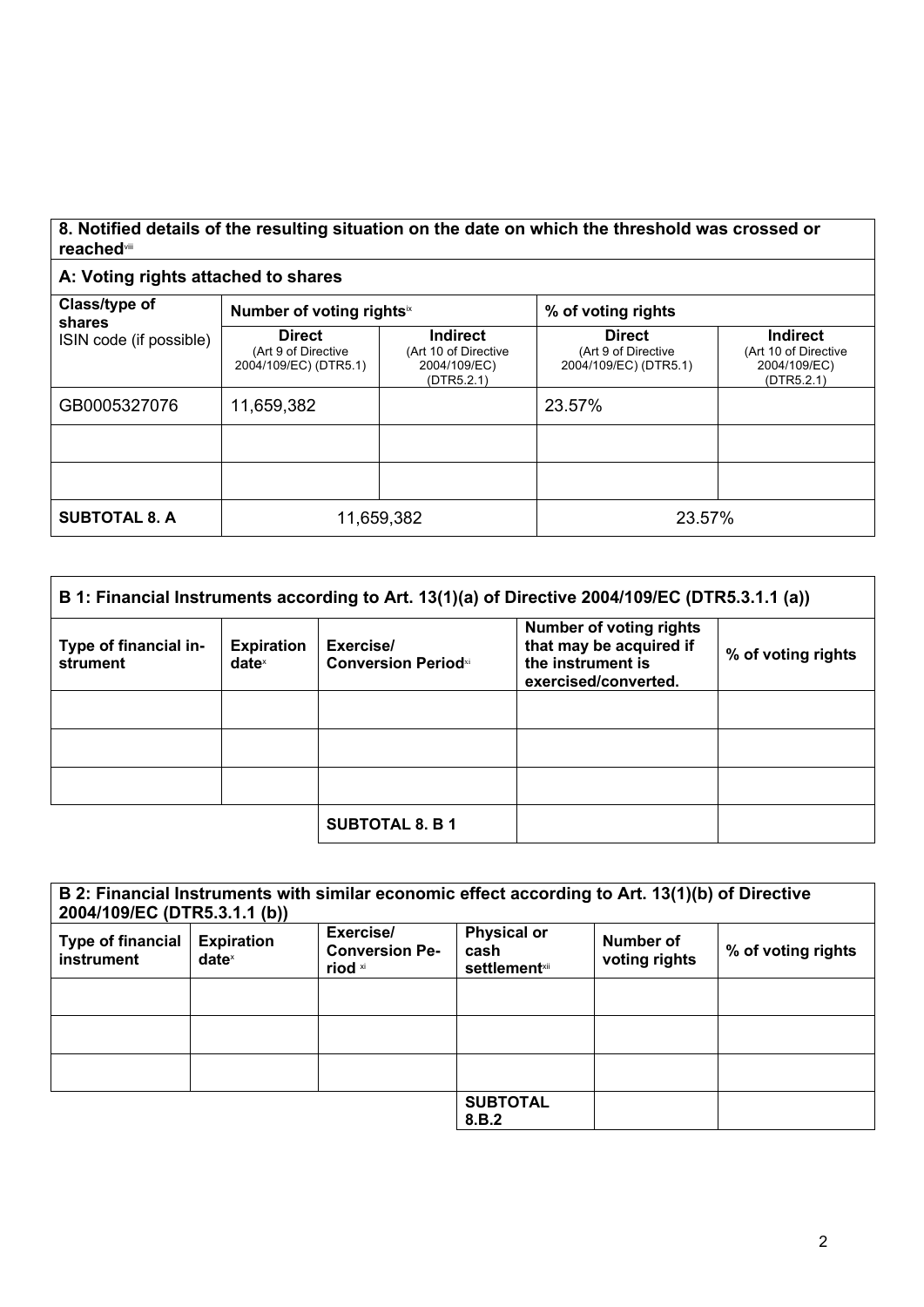## 8. Notified details of the resulting situation on the date on which the threshold was crossed or reached[viii]

### A: Voting rights attached to shares

| Class/type of shares ISIN code (if possible) | Number of voting rights[ix] | | % of voting rights | |
|---|---|---|---|---|
| | **Direct** (Art 9 of Directive 2004/109/EC) (DTR5.1) | **Indirect** (Art 10 of Directive 2004/109/EC) (DTR5.2.1) | **Direct** (Art 9 of Directive 2004/109/EC) (DTR5.1) | **Indirect** (Art 10 of Directive 2004/109/EC) (DTR5.2.1) |
| GB0005327076 | 11,659,382 | | 23.57% | |
| | | | | |
| | | | | |
| **SUBTOTAL 8. A** | 11,659,382 | | 23.57% | |

### B 1: Financial Instruments according to Art. 13(1)(a) of Directive 2004/109/EC (DTR5.3.1.1 (a))

| Type of financial instrument | Expiration date[x] | Exercise/ Conversion Period[xi] | Number of voting rights that may be acquired if the instrument is exercised/converted. | % of voting rights |
|---|---|---|---|---|
| | | | | |
| | | | | |
| | | | | |
| | | **SUBTOTAL 8. B 1** | | |

### B 2: Financial Instruments with similar economic effect according to Art. 13(1)(b) of Directive 2004/109/EC (DTR5.3.1.1 (b))

| Type of financial instrument | Expiration date[x] | Exercise/ Conversion Period [xi] | Physical or cash settlement[xii] | Number of voting rights | % of voting rights |
|---|---|---|---|---|---|
| | | | | | |
| | | | | | |
| | | | | | |
| | | | **SUBTOTAL 8.B.2** | | |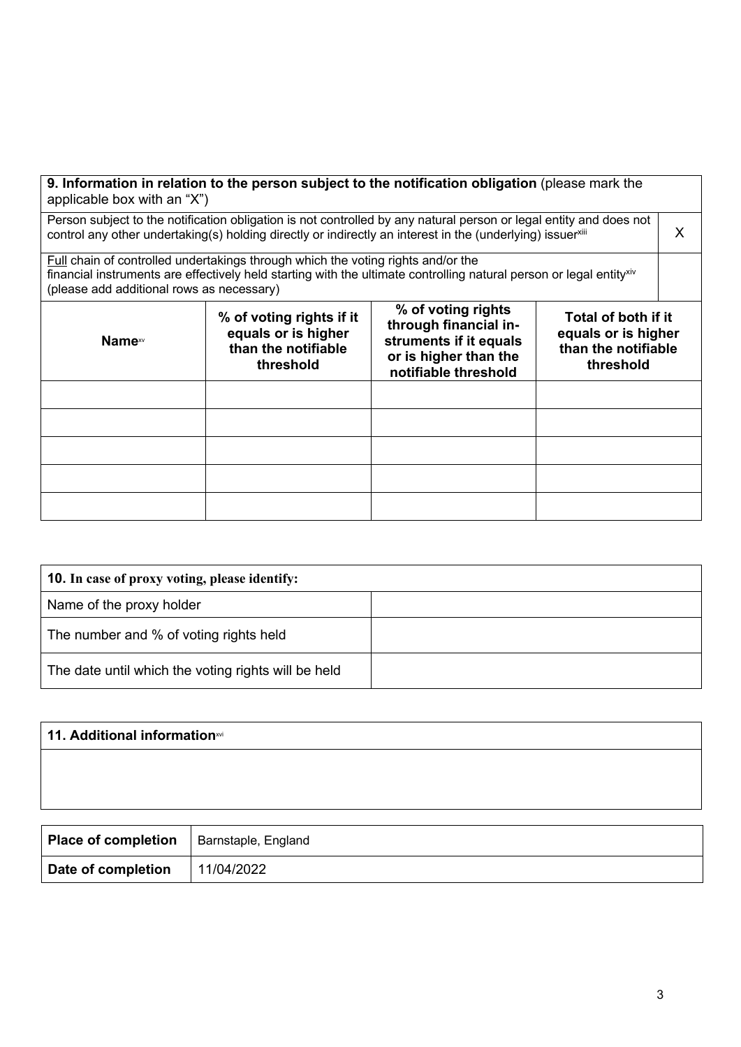| **9. Information in relation to the person subject to the notification obligation** (please mark the applicable box with an "X") | |
|---|---|
| Person subject to the notification obligation is not controlled by any natural person or legal entity and does not control any other undertaking(s) holding directly or indirectly an interest in the (underlying) issuer[xiii] | X |
| Full chain of controlled undertakings through which the voting rights and/or the financial instruments are effectively held starting with the ultimate controlling natural person or legal entity[xiv] (please add additional rows as necessary) | |

| **Name**[xv] | **% of voting rights if it equals or is higher than the notifiable threshold** | **% of voting rights through financial instruments if it equals or is higher than the notifiable threshold** | **Total of both if it equals or is higher than the notifiable threshold** |
|---|---|---|---|
| | | | |
| | | | |
| | | | |
| | | | |
| | | | |

| **10. In case of proxy voting, please identify:** | |
|---|---|
| Name of the proxy holder | |
| The number and % of voting rights held | |
| The date until which the voting rights will be held | |

| **11. Additional information**[xvi] |
|---|
| |

| | |
|---|---|
| **Place of completion** | Barnstaple, England |
| **Date of completion** | 11/04/2022 |